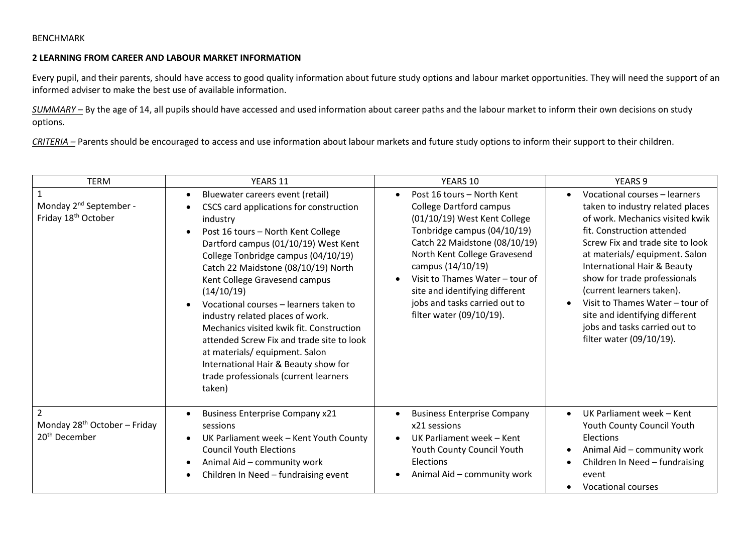BENCHMARK

**2 LEARNING FROM CAREER AND LABOUR MARKET INFORMATION**

Every pupil, and their parents, should have access to good quality information about future study options and labour market opportunities. They will need the support of an informed adviser to make the best use of available information.

*SUMMARY* – By the age of 14, all pupils should have accessed and used information about career paths and the labour market to inform their own decisions on study options.

*CRITERIA* – Parents should be encouraged to access and use information about labour markets and future study options to inform their support to their children.

| TERM | YEARS 11 | YEARS 10 | YEARS 9 |
|---|---|---|---|
| 1<br>Monday 2nd September - Friday 18th October | • Bluewater careers event (retail)<br>• CSCS card applications for construction industry<br>• Post 16 tours – North Kent College Dartford campus (01/10/19) West Kent College Tonbridge campus (04/10/19) Catch 22 Maidstone (08/10/19) North Kent College Gravesend campus (14/10/19)<br>• Vocational courses – learners taken to industry related places of work. Mechanics visited kwik fit. Construction attended Screw Fix and trade site to look at materials/ equipment. Salon International Hair & Beauty show for trade professionals (current learners taken) | • Post 16 tours – North Kent College Dartford campus (01/10/19) West Kent College Tonbridge campus (04/10/19) Catch 22 Maidstone (08/10/19) North Kent College Gravesend campus (14/10/19)<br>• Visit to Thames Water – tour of site and identifying different jobs and tasks carried out to filter water (09/10/19). | • Vocational courses – learners taken to industry related places of work. Mechanics visited kwik fit. Construction attended Screw Fix and trade site to look at materials/ equipment. Salon International Hair & Beauty show for trade professionals (current learners taken).<br>• Visit to Thames Water – tour of site and identifying different jobs and tasks carried out to filter water (09/10/19). |
| 2<br>Monday 28th October – Friday 20th December | • Business Enterprise Company x21 sessions<br>• UK Parliament week – Kent Youth County Council Youth Elections<br>• Animal Aid – community work<br>• Children In Need – fundraising event | • Business Enterprise Company x21 sessions<br>• UK Parliament week – Kent Youth County Council Youth Elections<br>• Animal Aid – community work | • UK Parliament week – Kent Youth County Council Youth Elections<br>• Animal Aid – community work<br>• Children In Need – fundraising event<br>• Vocational courses |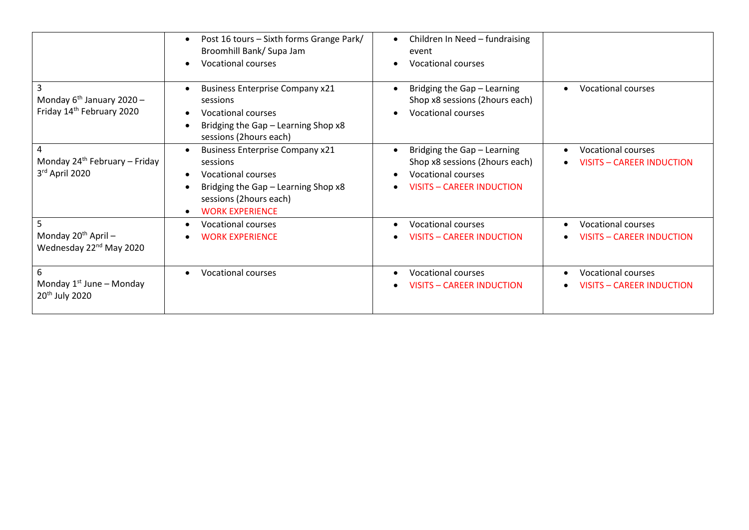|  |  |  |  |
|---|---|---|---|
|  | • Post 16 tours – Sixth forms Grange Park/ Broomhill Bank/ Supa Jam<br>• Vocational courses | • Children In Need – fundraising event<br>• Vocational courses |  |
| 3<br>Monday 6th January 2020 – Friday 14th February 2020 | • Business Enterprise Company x21 sessions<br>• Vocational courses<br>• Bridging the Gap – Learning Shop x8 sessions (2hours each) | • Bridging the Gap – Learning Shop x8 sessions (2hours each)<br>• Vocational courses | • Vocational courses |
| 4<br>Monday 24th February – Friday 3rd April 2020 | • Business Enterprise Company x21 sessions<br>• Vocational courses<br>• Bridging the Gap – Learning Shop x8 sessions (2hours each)<br>• WORK EXPERIENCE | • Bridging the Gap – Learning Shop x8 sessions (2hours each)<br>• Vocational courses<br>• VISITS – CAREER INDUCTION | • Vocational courses<br>• VISITS – CAREER INDUCTION |
| 5<br>Monday 20th April – Wednesday 22nd May 2020 | • Vocational courses<br>• WORK EXPERIENCE | • Vocational courses<br>• VISITS – CAREER INDUCTION | • Vocational courses<br>• VISITS – CAREER INDUCTION |
| 6<br>Monday 1st June – Monday 20th July 2020 | • Vocational courses | • Vocational courses<br>• VISITS – CAREER INDUCTION | • Vocational courses<br>• VISITS – CAREER INDUCTION |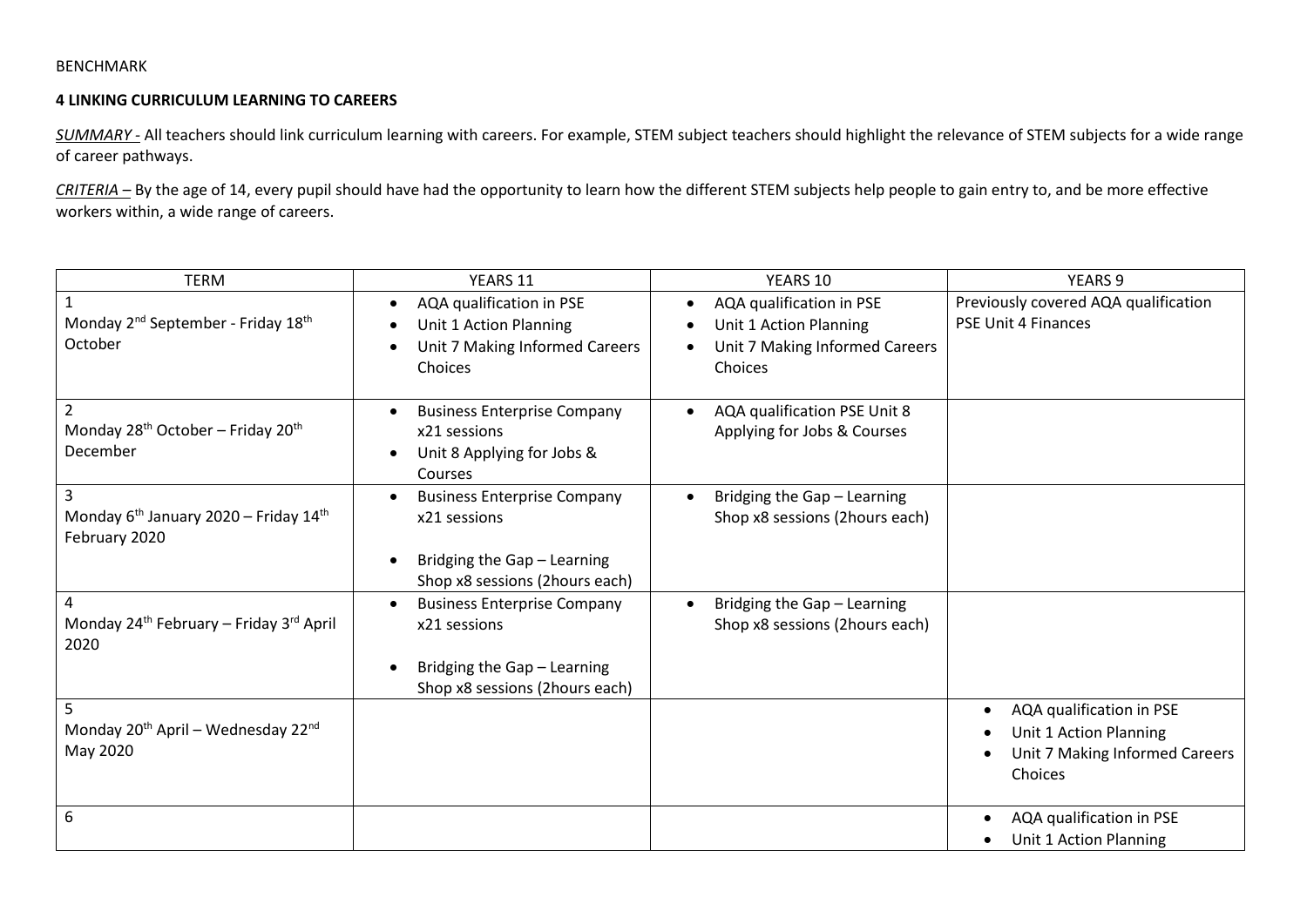BENCHMARK

**4 LINKING CURRICULUM LEARNING TO CAREERS**

*SUMMARY -* All teachers should link curriculum learning with careers. For example, STEM subject teachers should highlight the relevance of STEM subjects for a wide range of career pathways.

*CRITERIA –* By the age of 14, every pupil should have had the opportunity to learn how the different STEM subjects help people to gain entry to, and be more effective workers within, a wide range of careers.

| TERM | YEARS 11 | YEARS 10 | YEARS 9 |
|---|---|---|---|
| 1<br>Monday 2nd September - Friday 18th October | • AQA qualification in PSE<br>• Unit 1 Action Planning<br>• Unit 7 Making Informed Careers Choices | • AQA qualification in PSE<br>• Unit 1 Action Planning<br>• Unit 7 Making Informed Careers Choices | Previously covered AQA qualification PSE Unit 4 Finances |
| 2<br>Monday 28th October – Friday 20th December | • Business Enterprise Company x21 sessions<br>• Unit 8 Applying for Jobs & Courses | • AQA qualification PSE Unit 8 Applying for Jobs & Courses | |
| 3<br>Monday 6th January 2020 – Friday 14th February 2020 | • Business Enterprise Company x21 sessions<br>• Bridging the Gap – Learning Shop x8 sessions (2hours each) | • Bridging the Gap – Learning Shop x8 sessions (2hours each) | |
| 4<br>Monday 24th February – Friday 3rd April 2020 | • Business Enterprise Company x21 sessions<br>• Bridging the Gap – Learning Shop x8 sessions (2hours each) | • Bridging the Gap – Learning Shop x8 sessions (2hours each) | |
| 5<br>Monday 20th April – Wednesday 22nd May 2020 | | | • AQA qualification in PSE<br>• Unit 1 Action Planning<br>• Unit 7 Making Informed Careers Choices |
| 6 | | | • AQA qualification in PSE<br>• Unit 1 Action Planning |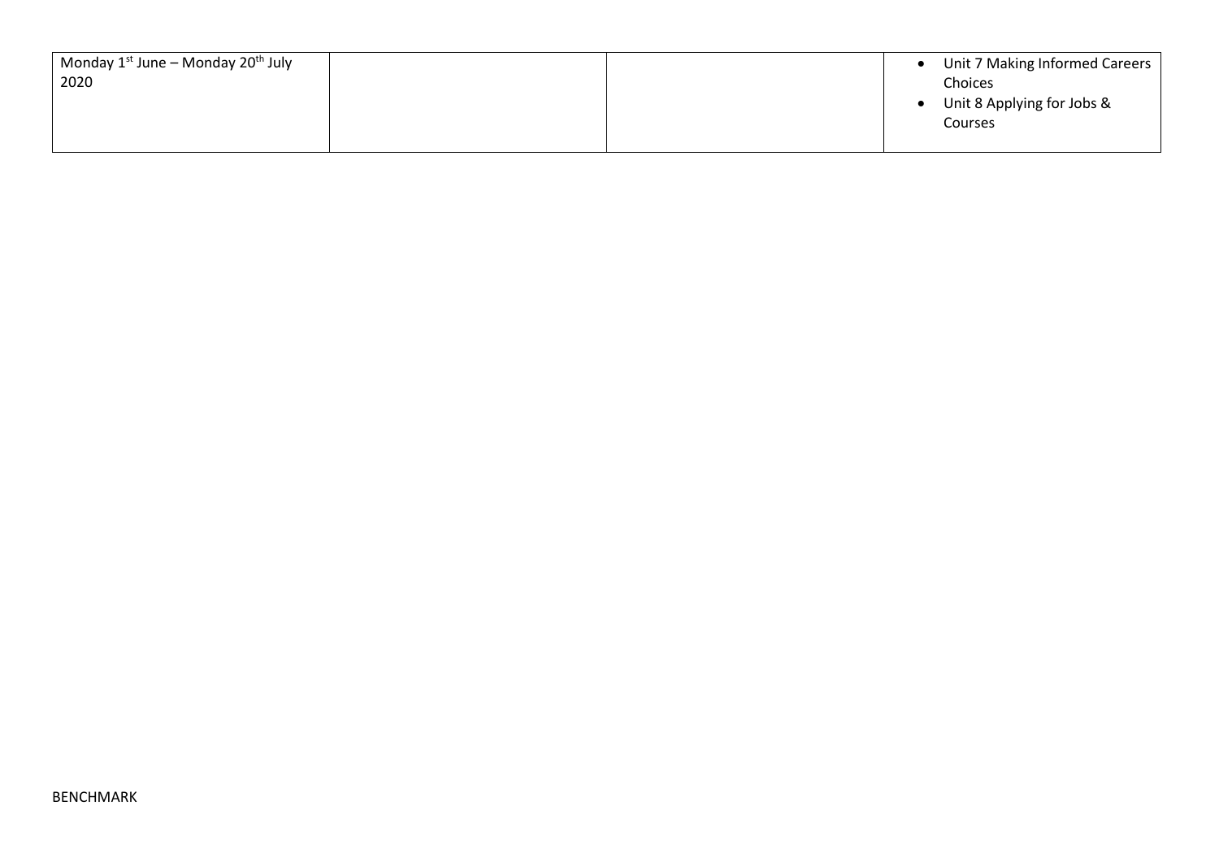| Monday 1st June – Monday 20th July 2020 | | | • Unit 7 Making Informed Careers Choices<br>• Unit 8 Applying for Jobs & Courses |
|---|---|---|---|

BENCHMARK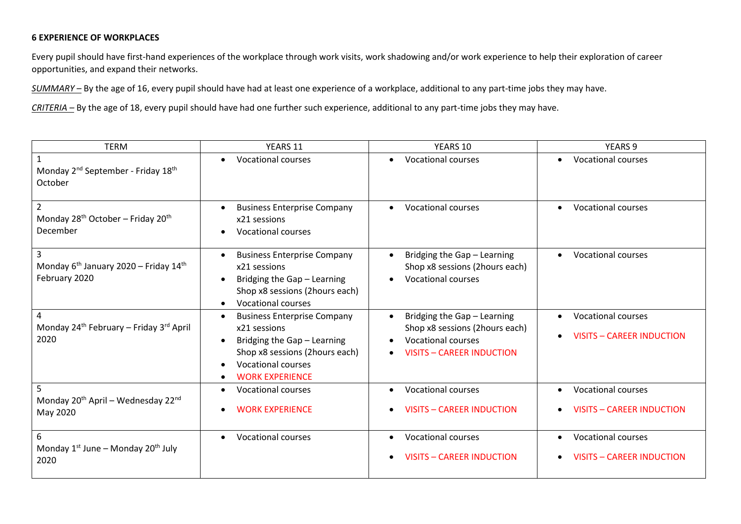**6 EXPERIENCE OF WORKPLACES**

Every pupil should have first-hand experiences of the workplace through work visits, work shadowing and/or work experience to help their exploration of career opportunities, and expand their networks.

*SUMMARY* – By the age of 16, every pupil should have had at least one experience of a workplace, additional to any part-time jobs they may have.

*CRITERIA* – By the age of 18, every pupil should have had one further such experience, additional to any part-time jobs they may have.

| TERM | YEARS 11 | YEARS 10 | YEARS 9 |
|---|---|---|---|
| 1<br>Monday 2nd September - Friday 18th October | • Vocational courses | • Vocational courses | • Vocational courses |
| 2<br>Monday 28th October – Friday 20th December | • Business Enterprise Company x21 sessions<br>• Vocational courses | • Vocational courses | • Vocational courses |
| 3<br>Monday 6th January 2020 – Friday 14th February 2020 | • Business Enterprise Company x21 sessions<br>• Bridging the Gap – Learning Shop x8 sessions (2hours each)<br>• Vocational courses | • Bridging the Gap – Learning Shop x8 sessions (2hours each)<br>• Vocational courses | • Vocational courses |
| 4<br>Monday 24th February – Friday 3rd April 2020 | • Business Enterprise Company x21 sessions<br>• Bridging the Gap – Learning Shop x8 sessions (2hours each)<br>• Vocational courses<br>• WORK EXPERIENCE | • Bridging the Gap – Learning Shop x8 sessions (2hours each)<br>• Vocational courses<br>• VISITS – CAREER INDUCTION | • Vocational courses<br>• VISITS – CAREER INDUCTION |
| 5<br>Monday 20th April – Wednesday 22nd May 2020 | • Vocational courses<br>• WORK EXPERIENCE | • Vocational courses<br>• VISITS – CAREER INDUCTION | • Vocational courses<br>• VISITS – CAREER INDUCTION |
| 6<br>Monday 1st June – Monday 20th July 2020 | • Vocational courses | • Vocational courses<br>• VISITS – CAREER INDUCTION | • Vocational courses<br>• VISITS – CAREER INDUCTION |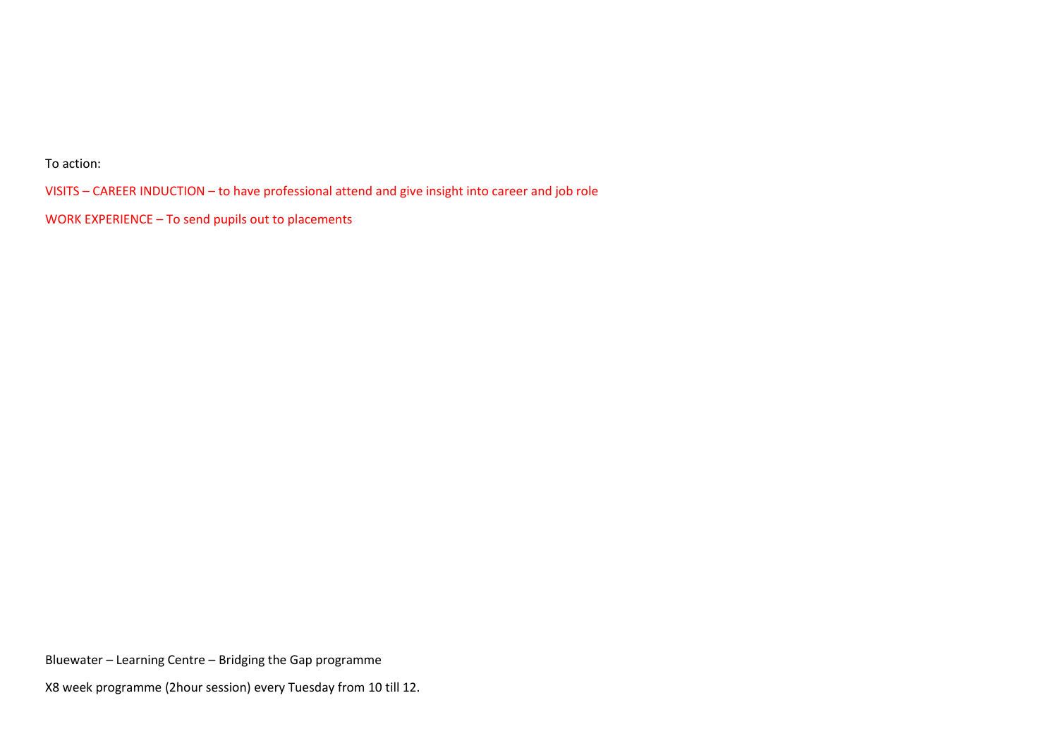To action:

VISITS – CAREER INDUCTION – to have professional attend and give insight into career and job role

WORK EXPERIENCE – To send pupils out to placements

Bluewater – Learning Centre – Bridging the Gap programme

X8 week programme (2hour session) every Tuesday from 10 till 12.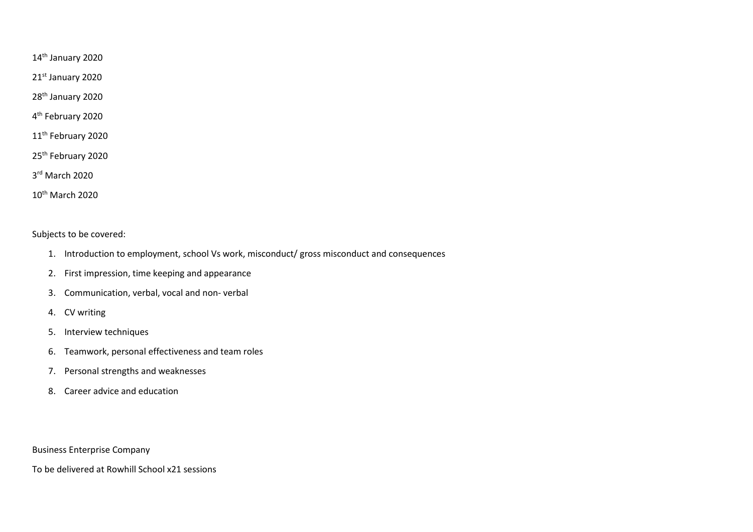14th January 2020

21st January 2020

28th January 2020

4th February 2020

11th February 2020

25th February 2020

3rd March 2020

10th March 2020

Subjects to be covered:

1. Introduction to employment, school Vs work, misconduct/ gross misconduct and consequences
2. First impression, time keeping and appearance
3. Communication, verbal, vocal and non- verbal
4. CV writing
5. Interview techniques
6. Teamwork, personal effectiveness and team roles
7. Personal strengths and weaknesses
8. Career advice and education

Business Enterprise Company

To be delivered at Rowhill School x21 sessions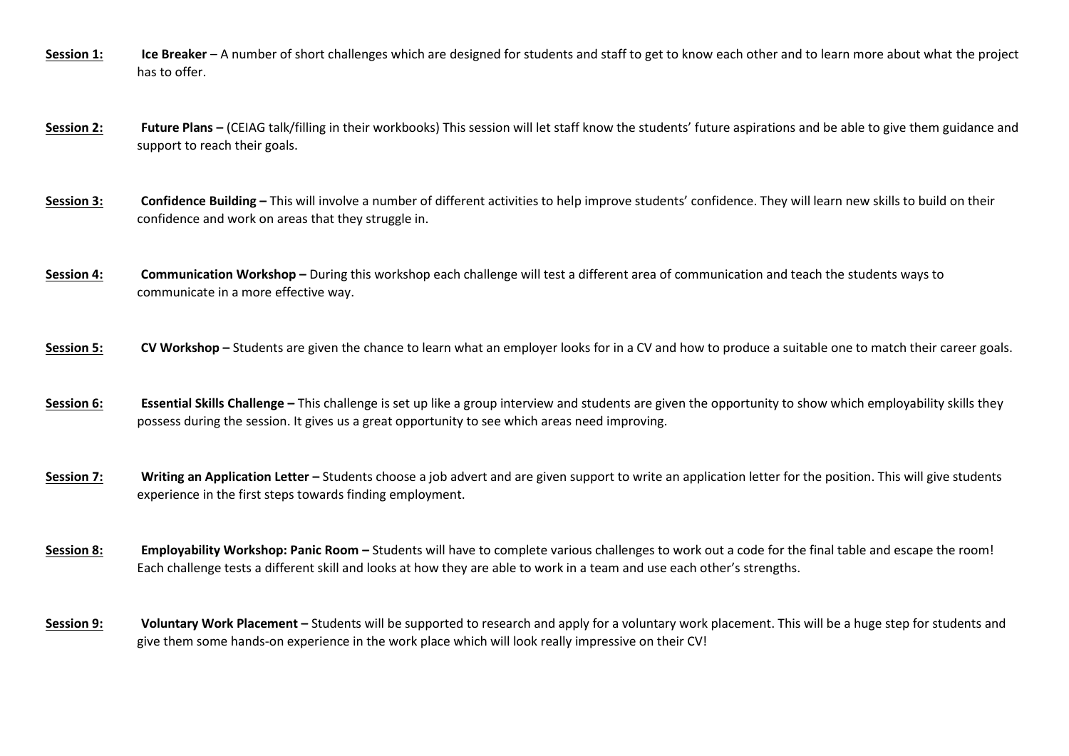**<u>Session 1:</u>** **Ice Breaker** – A number of short challenges which are designed for students and staff to get to know each other and to learn more about what the project has to offer.

**<u>Session 2:</u>** **Future Plans –** (CEIAG talk/filling in their workbooks) This session will let staff know the students' future aspirations and be able to give them guidance and support to reach their goals.

**<u>Session 3:</u>** **Confidence Building –** This will involve a number of different activities to help improve students' confidence. They will learn new skills to build on their confidence and work on areas that they struggle in.

**<u>Session 4:</u>** **Communication Workshop –** During this workshop each challenge will test a different area of communication and teach the students ways to communicate in a more effective way.

**<u>Session 5:</u>** **CV Workshop –** Students are given the chance to learn what an employer looks for in a CV and how to produce a suitable one to match their career goals.

**<u>Session 6:</u>** **Essential Skills Challenge –** This challenge is set up like a group interview and students are given the opportunity to show which employability skills they possess during the session. It gives us a great opportunity to see which areas need improving.

**<u>Session 7:</u>** **Writing an Application Letter –** Students choose a job advert and are given support to write an application letter for the position. This will give students experience in the first steps towards finding employment.

**<u>Session 8:</u>** **Employability Workshop: Panic Room –** Students will have to complete various challenges to work out a code for the final table and escape the room! Each challenge tests a different skill and looks at how they are able to work in a team and use each other's strengths.

**<u>Session 9:</u>** **Voluntary Work Placement –** Students will be supported to research and apply for a voluntary work placement. This will be a huge step for students and give them some hands-on experience in the work place which will look really impressive on their CV!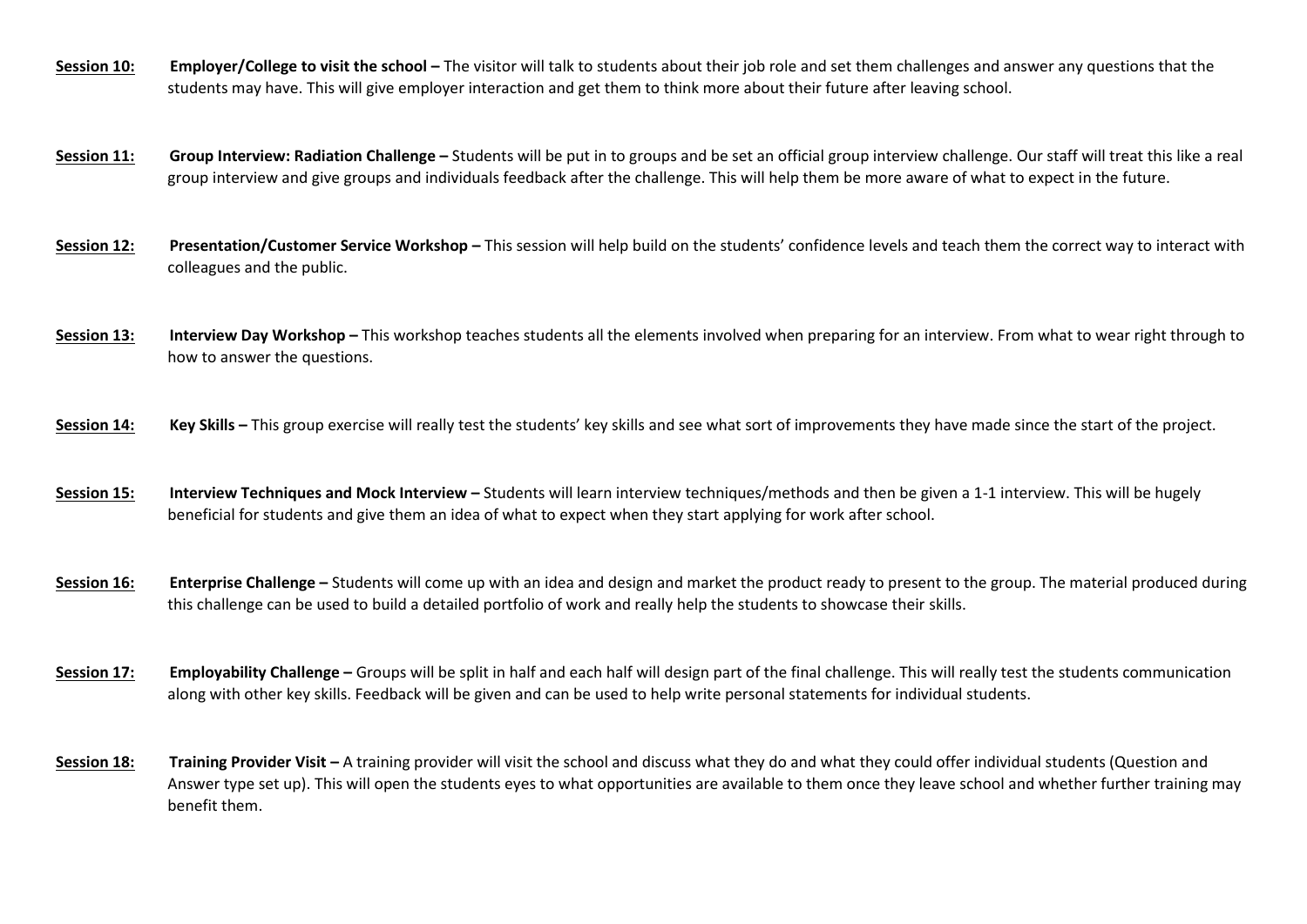**Session 10:** **Employer/College to visit the school –** The visitor will talk to students about their job role and set them challenges and answer any questions that the students may have. This will give employer interaction and get them to think more about their future after leaving school.

**Session 11:** **Group Interview: Radiation Challenge –** Students will be put in to groups and be set an official group interview challenge. Our staff will treat this like a real group interview and give groups and individuals feedback after the challenge. This will help them be more aware of what to expect in the future.

**Session 12:** **Presentation/Customer Service Workshop –** This session will help build on the students' confidence levels and teach them the correct way to interact with colleagues and the public.

**Session 13:** **Interview Day Workshop –** This workshop teaches students all the elements involved when preparing for an interview. From what to wear right through to how to answer the questions.

**Session 14:** **Key Skills –** This group exercise will really test the students' key skills and see what sort of improvements they have made since the start of the project.

**Session 15:** **Interview Techniques and Mock Interview –** Students will learn interview techniques/methods and then be given a 1-1 interview. This will be hugely beneficial for students and give them an idea of what to expect when they start applying for work after school.

**Session 16:** **Enterprise Challenge –** Students will come up with an idea and design and market the product ready to present to the group. The material produced during this challenge can be used to build a detailed portfolio of work and really help the students to showcase their skills.

**Session 17:** **Employability Challenge –** Groups will be split in half and each half will design part of the final challenge. This will really test the students communication along with other key skills. Feedback will be given and can be used to help write personal statements for individual students.

**Session 18:** **Training Provider Visit –** A training provider will visit the school and discuss what they do and what they could offer individual students (Question and Answer type set up). This will open the students eyes to what opportunities are available to them once they leave school and whether further training may benefit them.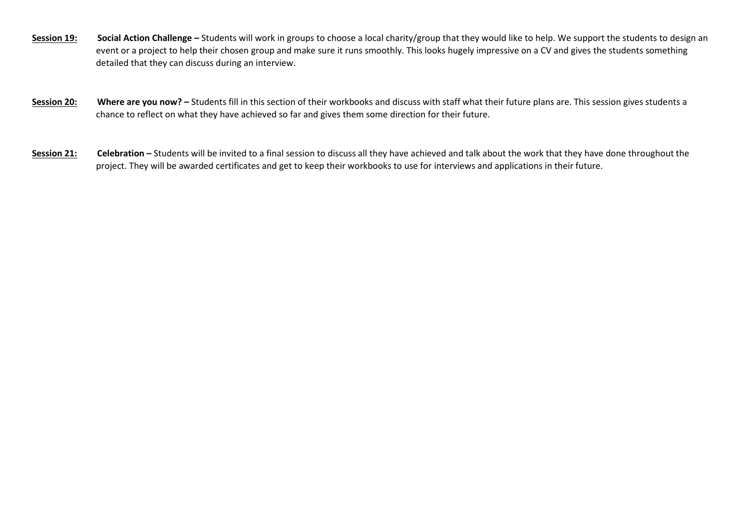**<u>Session 19:</u>** **Social Action Challenge –** Students will work in groups to choose a local charity/group that they would like to help. We support the students to design an event or a project to help their chosen group and make sure it runs smoothly. This looks hugely impressive on a CV and gives the students something detailed that they can discuss during an interview.

**<u>Session 20:</u>** **Where are you now? –** Students fill in this section of their workbooks and discuss with staff what their future plans are. This session gives students a chance to reflect on what they have achieved so far and gives them some direction for their future.

**<u>Session 21:</u>** **Celebration –** Students will be invited to a final session to discuss all they have achieved and talk about the work that they have done throughout the project. They will be awarded certificates and get to keep their workbooks to use for interviews and applications in their future.